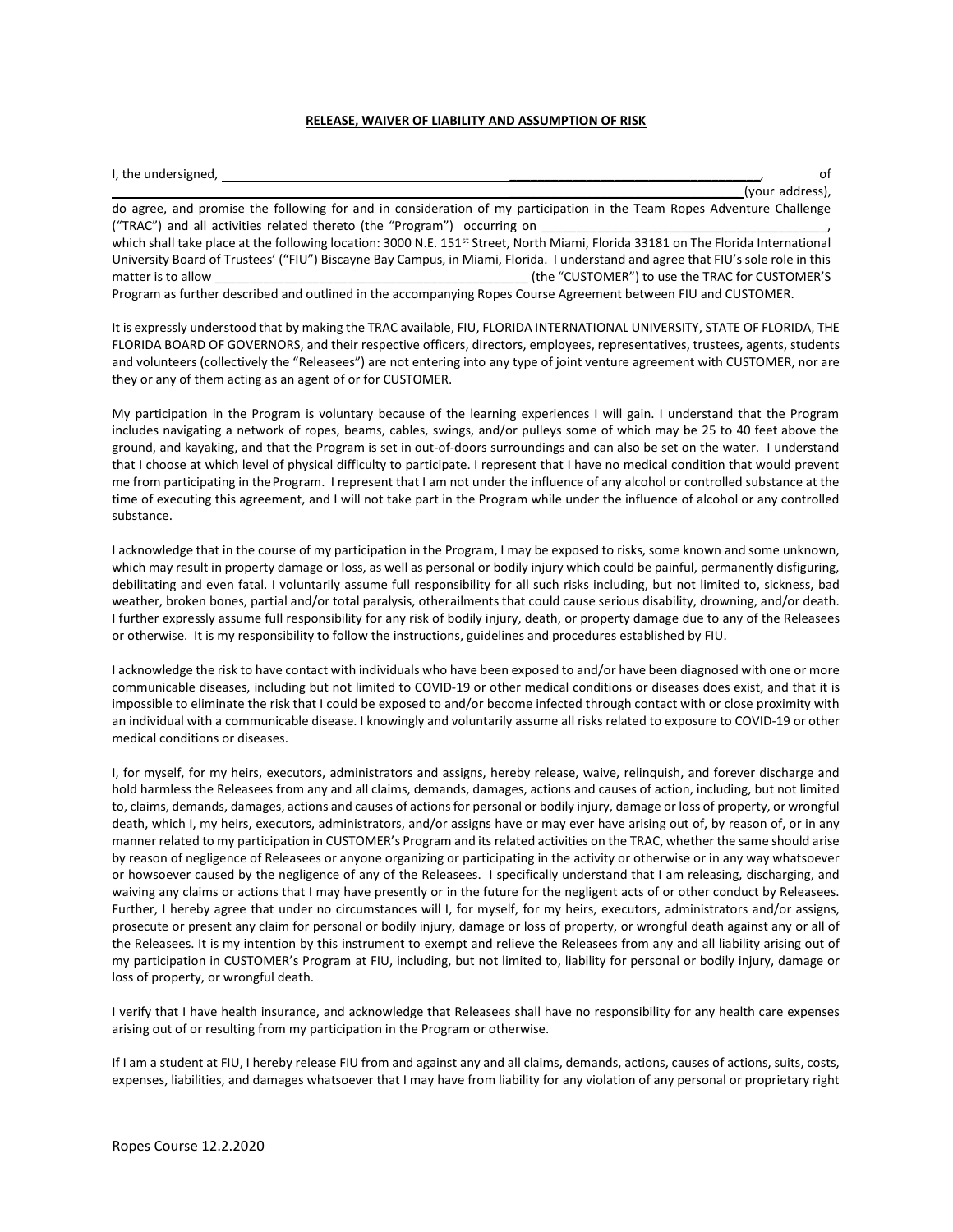**RELEASE, WAIVER OF LIABILITY AND ASSUMPTION OF RISK**

I, the undersigned, ______________________________________________________________________, of ______________________________________________________________________(your address), do agree, and promise the following for and in consideration of my participation in the Team Ropes Adventure Challenge ("TRAC") and all activities related thereto (the "Program") occurring on ________________________________________, which shall take place at the following location: 3000 N.E. 151st Street, North Miami, Florida 33181 on The Florida International University Board of Trustees' ("FIU") Biscayne Bay Campus, in Miami, Florida. I understand and agree that FIU's sole role in this matter is to allow ____________________________________________ (the "CUSTOMER") to use the TRAC for CUSTOMER'S Program as further described and outlined in the accompanying Ropes Course Agreement between FIU and CUSTOMER.

It is expressly understood that by making the TRAC available, FIU, FLORIDA INTERNATIONAL UNIVERSITY, STATE OF FLORIDA, THE FLORIDA BOARD OF GOVERNORS, and their respective officers, directors, employees, representatives, trustees, agents, students and volunteers (collectively the "Releasees") are not entering into any type of joint venture agreement with CUSTOMER, nor are they or any of them acting as an agent of or for CUSTOMER.

My participation in the Program is voluntary because of the learning experiences I will gain. I understand that the Program includes navigating a network of ropes, beams, cables, swings, and/or pulleys some of which may be 25 to 40 feet above the ground, and kayaking, and that the Program is set in out-of-doors surroundings and can also be set on the water. I understand that I choose at which level of physical difficulty to participate. I represent that I have no medical condition that would prevent me from participating in the Program. I represent that I am not under the influence of any alcohol or controlled substance at the time of executing this agreement, and I will not take part in the Program while under the influence of alcohol or any controlled substance.

I acknowledge that in the course of my participation in the Program, I may be exposed to risks, some known and some unknown, which may result in property damage or loss, as well as personal or bodily injury which could be painful, permanently disfiguring, debilitating and even fatal. I voluntarily assume full responsibility for all such risks including, but not limited to, sickness, bad weather, broken bones, partial and/or total paralysis, otherailments that could cause serious disability, drowning, and/or death. I further expressly assume full responsibility for any risk of bodily injury, death, or property damage due to any of the Releasees or otherwise. It is my responsibility to follow the instructions, guidelines and procedures established by FIU.

I acknowledge the risk to have contact with individuals who have been exposed to and/or have been diagnosed with one or more communicable diseases, including but not limited to COVID-19 or other medical conditions or diseases does exist, and that it is impossible to eliminate the risk that I could be exposed to and/or become infected through contact with or close proximity with an individual with a communicable disease. I knowingly and voluntarily assume all risks related to exposure to COVID-19 or other medical conditions or diseases.

I, for myself, for my heirs, executors, administrators and assigns, hereby release, waive, relinquish, and forever discharge and hold harmless the Releasees from any and all claims, demands, damages, actions and causes of action, including, but not limited to, claims, demands, damages, actions and causes of actions for personal or bodily injury, damage or loss of property, or wrongful death, which I, my heirs, executors, administrators, and/or assigns have or may ever have arising out of, by reason of, or in any manner related to my participation in CUSTOMER's Program and its related activities on the TRAC, whether the same should arise by reason of negligence of Releasees or anyone organizing or participating in the activity or otherwise or in any way whatsoever or howsoever caused by the negligence of any of the Releasees. I specifically understand that I am releasing, discharging, and waiving any claims or actions that I may have presently or in the future for the negligent acts of or other conduct by Releasees. Further, I hereby agree that under no circumstances will I, for myself, for my heirs, executors, administrators and/or assigns, prosecute or present any claim for personal or bodily injury, damage or loss of property, or wrongful death against any or all of the Releasees. It is my intention by this instrument to exempt and relieve the Releasees from any and all liability arising out of my participation in CUSTOMER's Program at FIU, including, but not limited to, liability for personal or bodily injury, damage or loss of property, or wrongful death.

I verify that I have health insurance, and acknowledge that Releasees shall have no responsibility for any health care expenses arising out of or resulting from my participation in the Program or otherwise.

If I am a student at FIU, I hereby release FIU from and against any and all claims, demands, actions, causes of actions, suits, costs, expenses, liabilities, and damages whatsoever that I may have from liability for any violation of any personal or proprietary right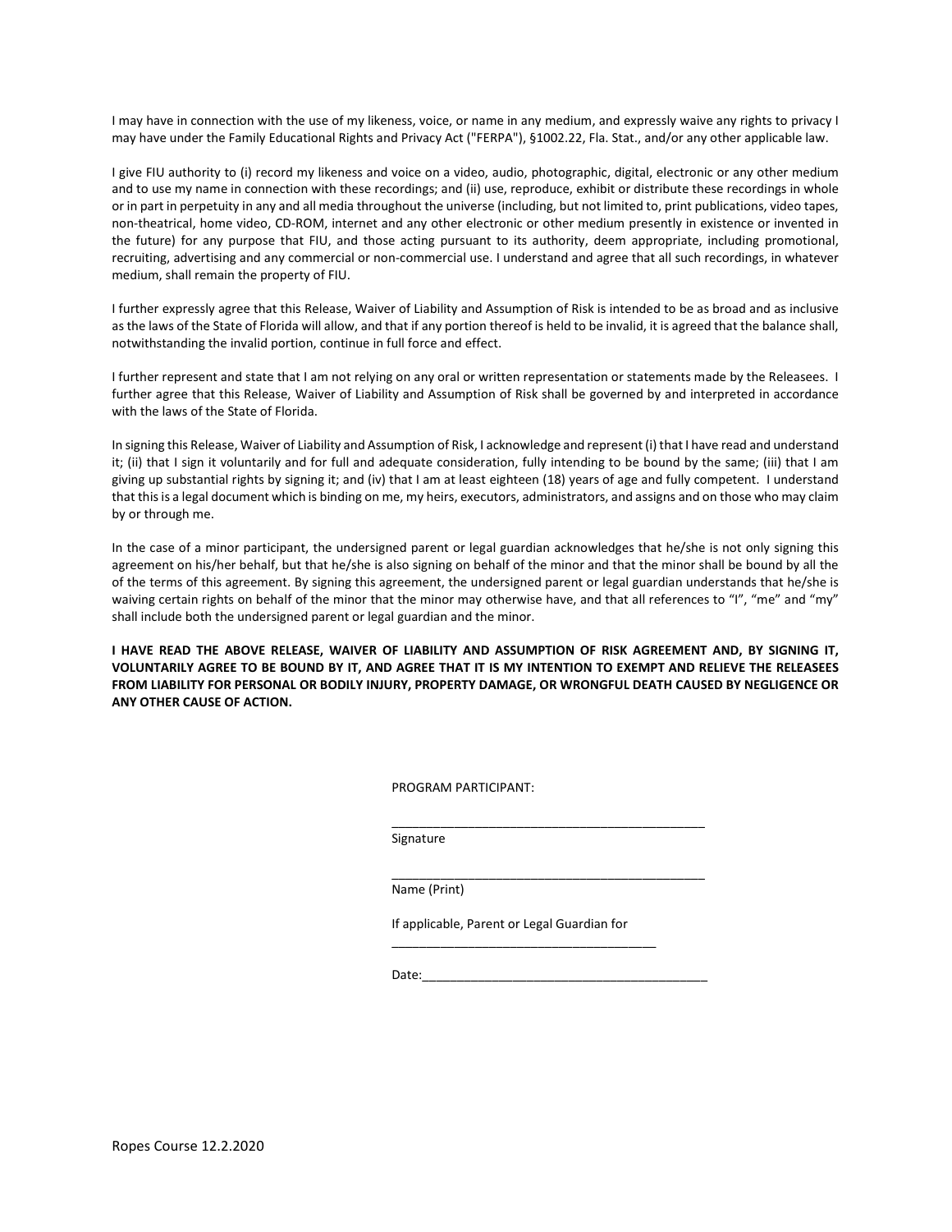I may have in connection with the use of my likeness, voice, or name in any medium, and expressly waive any rights to privacy I may have under the Family Educational Rights and Privacy Act ("FERPA"), §1002.22, Fla. Stat., and/or any other applicable law.

I give FIU authority to (i) record my likeness and voice on a video, audio, photographic, digital, electronic or any other medium and to use my name in connection with these recordings; and (ii) use, reproduce, exhibit or distribute these recordings in whole or in part in perpetuity in any and all media throughout the universe (including, but not limited to, print publications, video tapes, non-theatrical, home video, CD-ROM, internet and any other electronic or other medium presently in existence or invented in the future) for any purpose that FIU, and those acting pursuant to its authority, deem appropriate, including promotional, recruiting, advertising and any commercial or non-commercial use. I understand and agree that all such recordings, in whatever medium, shall remain the property of FIU.

I further expressly agree that this Release, Waiver of Liability and Assumption of Risk is intended to be as broad and as inclusive as the laws of the State of Florida will allow, and that if any portion thereof is held to be invalid, it is agreed that the balance shall, notwithstanding the invalid portion, continue in full force and effect.

I further represent and state that I am not relying on any oral or written representation or statements made by the Releasees. I further agree that this Release, Waiver of Liability and Assumption of Risk shall be governed by and interpreted in accordance with the laws of the State of Florida.

In signing this Release, Waiver of Liability and Assumption of Risk, I acknowledge and represent (i) that I have read and understand it; (ii) that I sign it voluntarily and for full and adequate consideration, fully intending to be bound by the same; (iii) that I am giving up substantial rights by signing it; and (iv) that I am at least eighteen (18) years of age and fully competent. I understand that this is a legal document which is binding on me, my heirs, executors, administrators, and assigns and on those who may claim by or through me.

In the case of a minor participant, the undersigned parent or legal guardian acknowledges that he/she is not only signing this agreement on his/her behalf, but that he/she is also signing on behalf of the minor and that the minor shall be bound by all the of the terms of this agreement. By signing this agreement, the undersigned parent or legal guardian understands that he/she is waiving certain rights on behalf of the minor that the minor may otherwise have, and that all references to "I", "me" and "my" shall include both the undersigned parent or legal guardian and the minor.

**I HAVE READ THE ABOVE RELEASE, WAIVER OF LIABILITY AND ASSUMPTION OF RISK AGREEMENT AND, BY SIGNING IT, VOLUNTARILY AGREE TO BE BOUND BY IT, AND AGREE THAT IT IS MY INTENTION TO EXEMPT AND RELIEVE THE RELEASEES FROM LIABILITY FOR PERSONAL OR BODILY INJURY, PROPERTY DAMAGE, OR WRONGFUL DEATH CAUSED BY NEGLIGENCE OR ANY OTHER CAUSE OF ACTION.**

PROGRAM PARTICIPANT:

______________________________________________
Signature

______________________________________________
Name (Print)

If applicable, Parent or Legal Guardian for
_____________________________________

Date:_________________________________________

Ropes Course 12.2.2020